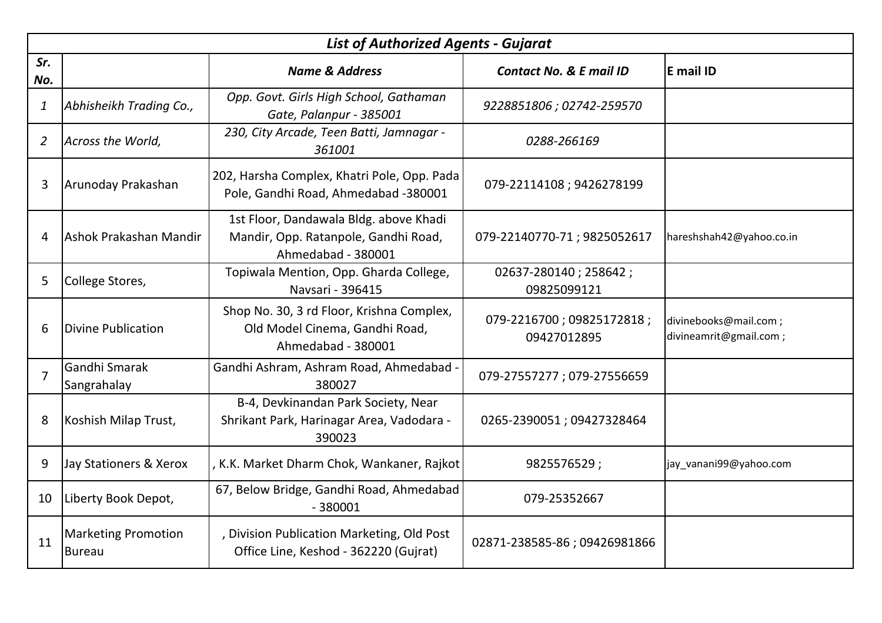| *List of Authorized Agents - Gujarat* | | | | |
|---|---|---|---|---|
| ***Sr. No.*** | | ***Name & Address*** | ***Contact No. & E mail ID*** | **E mail ID** |
| *1* | *Abhisheikh Trading Co.,* | *Opp. Govt. Girls High School, Gathaman Gate, Palanpur - 385001* | *9228851806 ; 02742-259570* | |
| *2* | *Across the World,* | *230, City Arcade, Teen Batti, Jamnagar - 361001* | *0288-266169* | |
| 3 | Arunoday Prakashan | 202, Harsha Complex, Khatri Pole, Opp. Pada Pole, Gandhi Road, Ahmedabad -380001 | 079-22114108 ; 9426278199 | |
| 4 | Ashok Prakashan Mandir | 1st Floor, Dandawala Bldg. above Khadi Mandir, Opp. Ratanpole, Gandhi Road, Ahmedabad - 380001 | 079-22140770-71 ; 9825052617 | hareshshah42@yahoo.co.in |
| 5 | College Stores, | Topiwala Mention, Opp. Gharda College, Navsari - 396415 | 02637-280140 ; 258642 ; 09825099121 | |
| 6 | Divine Publication | Shop No. 30, 3 rd Floor, Krishna Complex, Old Model Cinema, Gandhi Road, Ahmedabad - 380001 | 079-2216700 ; 09825172818 ; 09427012895 | divinebooks@mail.com ; divineamrit@gmail.com ; |
| 7 | Gandhi Smarak Sangrahalay | Gandhi Ashram, Ashram Road, Ahmedabad - 380027 | 079-27557277 ; 079-27556659 | |
| 8 | Koshish Milap Trust, | B-4, Devkinandan Park Society, Near Shrikant Park, Harinagar Area, Vadodara - 390023 | 0265-2390051 ; 09427328464 | |
| 9 | Jay Stationers & Xerox | , K.K. Market Dharm Chok, Wankaner, Rajkot | 9825576529 ; | jay_vanani99@yahoo.com |
| 10 | Liberty Book Depot, | 67, Below Bridge, Gandhi Road, Ahmedabad - 380001 | 079-25352667 | |
| 11 | Marketing Promotion Bureau | , Division Publication Marketing, Old Post Office Line, Keshod - 362220 (Gujrat) | 02871-238585-86 ; 09426981866 | |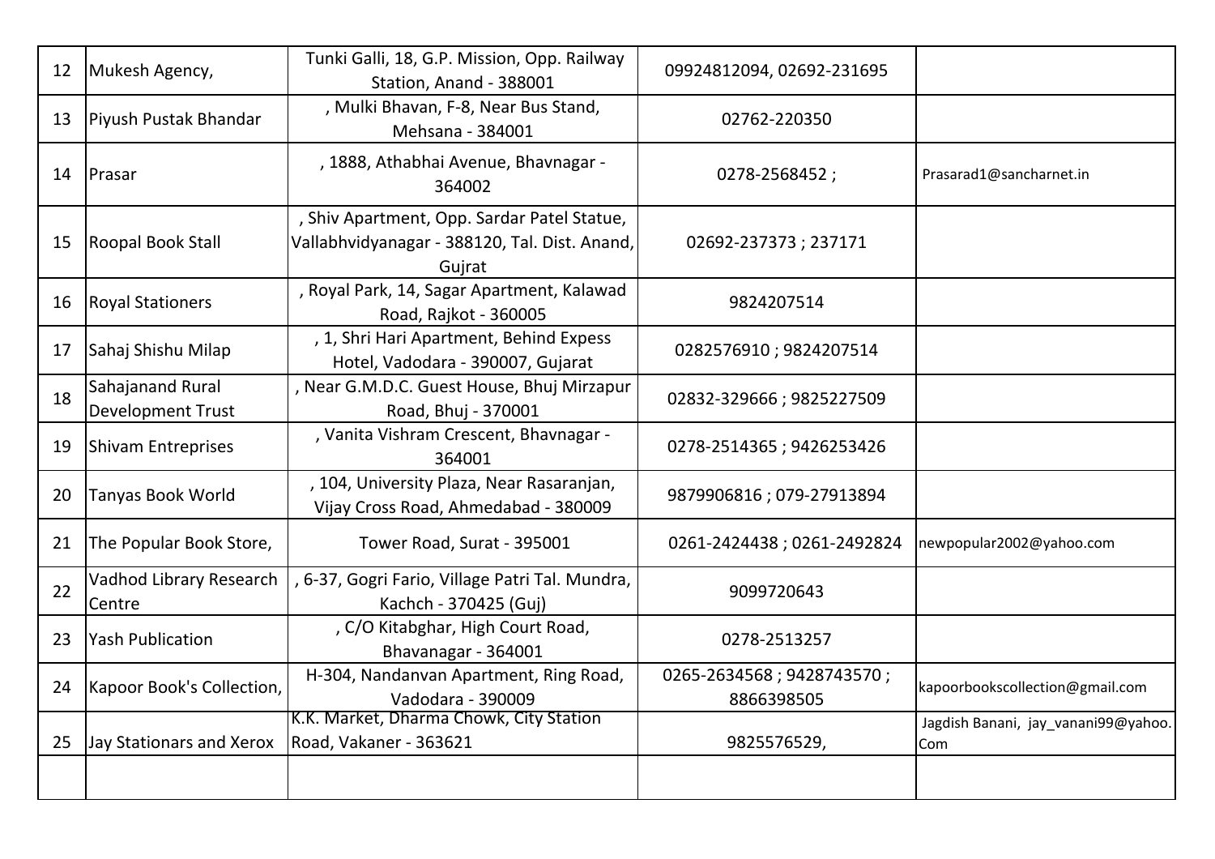| | | | | |
|---|---|---|---|---|
| 12 | Mukesh Agency, | Tunki Galli, 18, G.P. Mission, Opp. Railway Station, Anand - 388001 | 09924812094, 02692-231695 | |
| 13 | Piyush Pustak Bhandar | , Mulki Bhavan, F-8, Near Bus Stand, Mehsana - 384001 | 02762-220350 | |
| 14 | Prasar | , 1888, Athabhai Avenue, Bhavnagar - 364002 | 0278-2568452 ; | Prasarad1@sancharnet.in |
| 15 | Roopal Book Stall | , Shiv Apartment, Opp. Sardar Patel Statue, Vallabhvidyanagar - 388120, Tal. Dist. Anand, Gujrat | 02692-237373 ; 237171 | |
| 16 | Royal Stationers | , Royal Park, 14, Sagar Apartment, Kalawad Road, Rajkot - 360005 | 9824207514 | |
| 17 | Sahaj Shishu Milap | , 1, Shri Hari Apartment, Behind Expess Hotel, Vadodara - 390007, Gujarat | 0282576910 ; 9824207514 | |
| 18 | Sahajanand Rural Development Trust | , Near G.M.D.C. Guest House, Bhuj Mirzapur Road, Bhuj - 370001 | 02832-329666 ; 9825227509 | |
| 19 | Shivam Entreprises | , Vanita Vishram Crescent, Bhavnagar - 364001 | 0278-2514365 ; 9426253426 | |
| 20 | Tanyas Book World | , 104, University Plaza, Near Rasaranjan, Vijay Cross Road, Ahmedabad - 380009 | 9879906816 ; 079-27913894 | |
| 21 | The Popular Book Store, | Tower Road, Surat - 395001 | 0261-2424438 ; 0261-2492824 | newpopular2002@yahoo.com |
| 22 | Vadhod Library Research Centre | , 6-37, Gogri Fario, Village Patri Tal. Mundra, Kachch - 370425 (Guj) | 9099720643 | |
| 23 | Yash Publication | , C/O Kitabghar, High Court Road, Bhavanagar - 364001 | 0278-2513257 | |
| 24 | Kapoor Book's Collection, | H-304, Nandanvan Apartment, Ring Road, Vadodara - 390009 | 0265-2634568 ; 9428743570 ; 8866398505 | kapoorbookscollection@gmail.com |
| 25 | Jay Stationars and Xerox | K.K. Market, Dharma Chowk, City Station Road, Vakaner - 363621 | 9825576529, | Jagdish Banani, jay_vanani99@yahoo.Com |
| | | | | |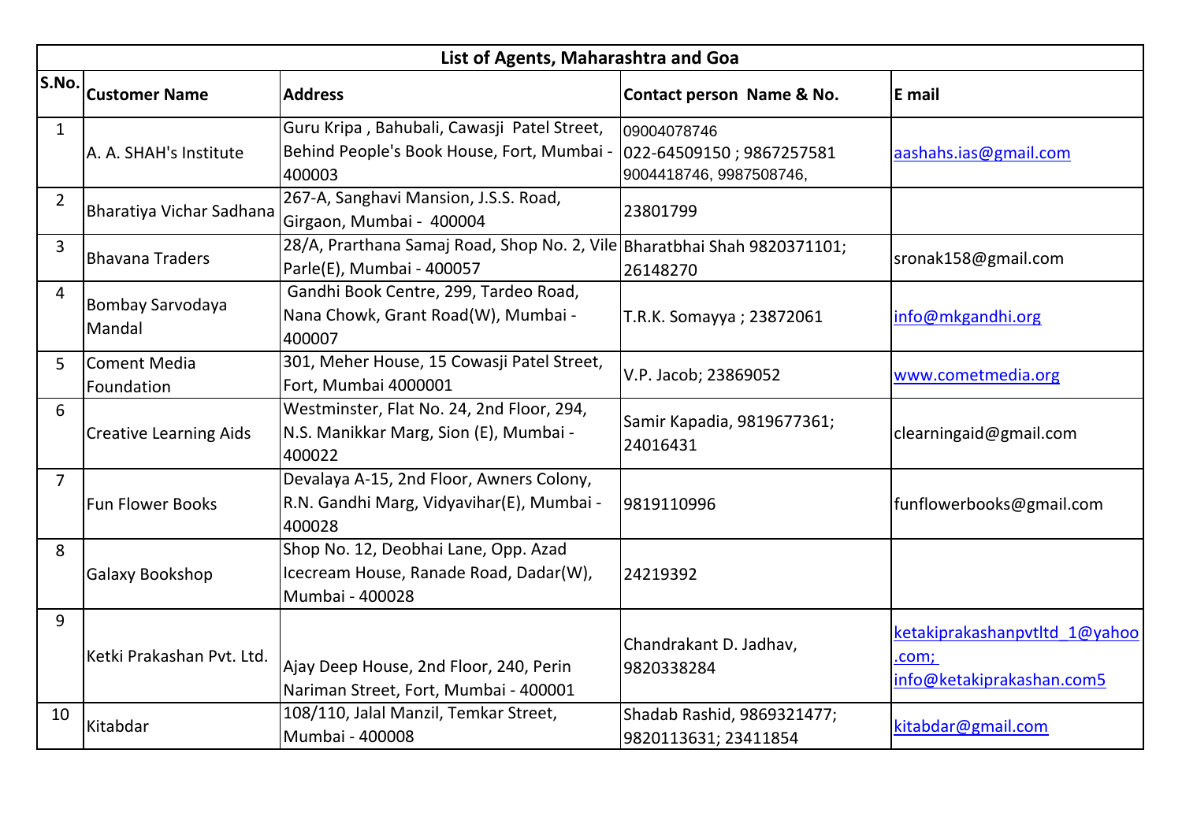| List of Agents, Maharashtra and Goa | | | | |
|---|---|---|---|---|
| **S.No.** | **Customer Name** | **Address** | **Contact person Name & No.** | **E mail** |
| 1 | A. A. SHAH's Institute | Guru Kripa , Bahubali, Cawasji Patel Street, Behind People's Book House, Fort, Mumbai - 400003 | 09004078746 022-64509150 ; 9867257581 9004418746, 9987508746, | aashahs.ias@gmail.com |
| 2 | Bharatiya Vichar Sadhana | 267-A, Sanghavi Mansion, J.S.S. Road, Girgaon, Mumbai - 400004 | 23801799 | |
| 3 | Bhavana Traders | 28/A, Prarthana Samaj Road, Shop No. 2, Vile Parle(E), Mumbai - 400057 | Bharatbhai Shah 9820371101; 26148270 | sronak158@gmail.com |
| 4 | Bombay Sarvodaya Mandal | Gandhi Book Centre, 299, Tardeo Road, Nana Chowk, Grant Road(W), Mumbai - 400007 | T.R.K. Somayya ; 23872061 | info@mkgandhi.org |
| 5 | Coment Media Foundation | 301, Meher House, 15 Cowasji Patel Street, Fort, Mumbai 4000001 | V.P. Jacob; 23869052 | www.cometmedia.org |
| 6 | Creative Learning Aids | Westminster, Flat No. 24, 2nd Floor, 294, N.S. Manikkar Marg, Sion (E), Mumbai - 400022 | Samir Kapadia, 9819677361; 24016431 | clearningaid@gmail.com |
| 7 | Fun Flower Books | Devalaya A-15, 2nd Floor, Awners Colony, R.N. Gandhi Marg, Vidyavihar(E), Mumbai - 400028 | 9819110996 | funflowerbooks@gmail.com |
| 8 | Galaxy Bookshop | Shop No. 12, Deobhai Lane, Opp. Azad Icecream House, Ranade Road, Dadar(W), Mumbai - 400028 | 24219392 | |
| 9 | Ketki Prakashan Pvt. Ltd. | Ajay Deep House, 2nd Floor, 240, Perin Nariman Street, Fort, Mumbai - 400001 | Chandrakant D. Jadhav, 9820338284 | ketakiprakashanpvtltd_1@yahoo.com; info@ketakiprakashan.com5 |
| 10 | Kitabdar | 108/110, Jalal Manzil, Temkar Street, Mumbai - 400008 | Shadab Rashid, 9869321477; 9820113631; 23411854 | kitabdar@gmail.com |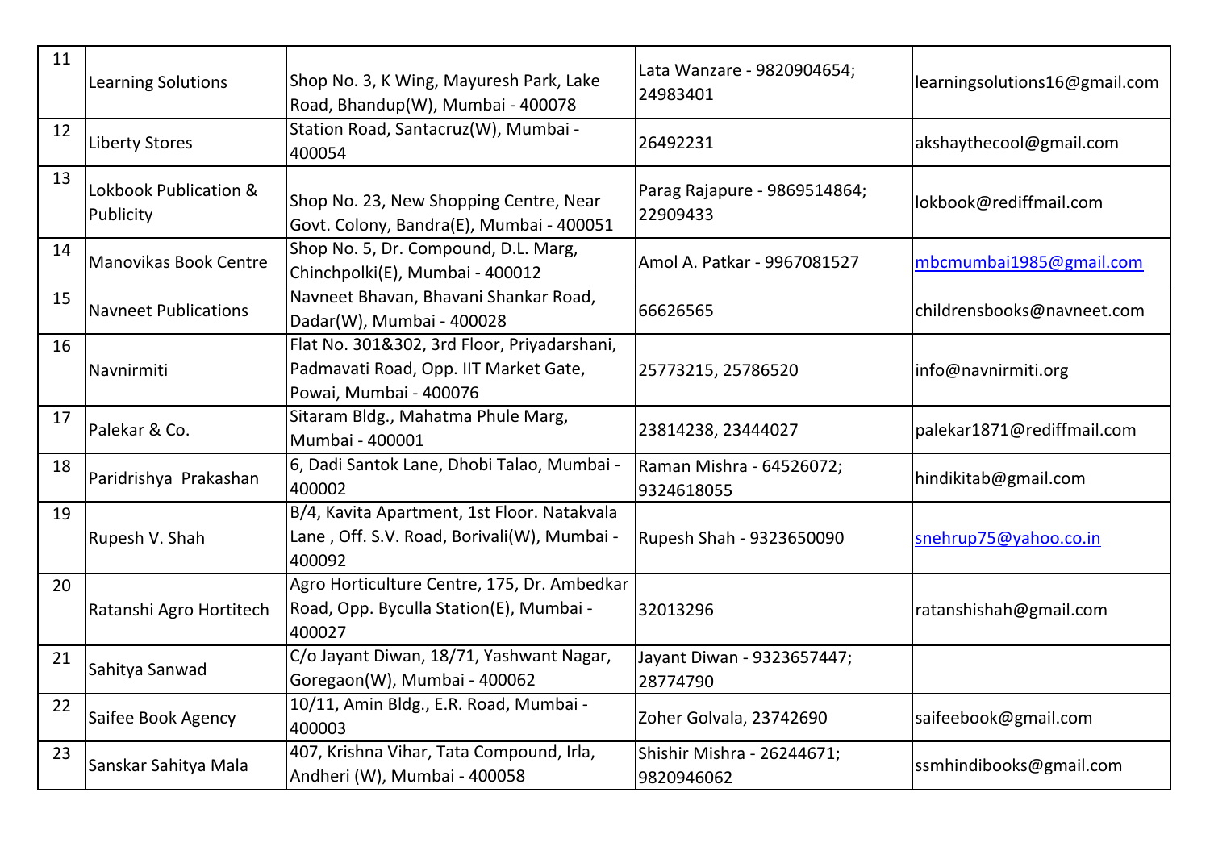| 11 | Learning Solutions | Shop No. 3, K Wing, Mayuresh Park, Lake Road, Bhandup(W), Mumbai - 400078 | Lata Wanzare - 9820904654; 24983401 | learningsolutions16@gmail.com |
|---|---|---|---|---|
| 12 | Liberty Stores | Station Road, Santacruz(W), Mumbai - 400054 | 26492231 | akshaythecool@gmail.com |
| 13 | Lokbook Publication & Publicity | Shop No. 23, New Shopping Centre, Near Govt. Colony, Bandra(E), Mumbai - 400051 | Parag Rajapure - 9869514864; 22909433 | lokbook@rediffmail.com |
| 14 | Manovikas Book Centre | Shop No. 5, Dr. Compound, D.L. Marg, Chinchpolki(E), Mumbai - 400012 | Amol A. Patkar - 9967081527 | mbcmumbai1985@gmail.com |
| 15 | Navneet Publications | Navneet Bhavan, Bhavani Shankar Road, Dadar(W), Mumbai - 400028 | 66626565 | childrensbooks@navneet.com |
| 16 | Navnirmiti | Flat No. 301&302, 3rd Floor, Priyadarshani, Padmavati Road, Opp. IIT Market Gate, Powai, Mumbai - 400076 | 25773215, 25786520 | info@navnirmiti.org |
| 17 | Palekar & Co. | Sitaram Bldg., Mahatma Phule Marg, Mumbai - 400001 | 23814238, 23444027 | palekar1871@rediffmail.com |
| 18 | Paridrishya Prakashan | 6, Dadi Santok Lane, Dhobi Talao, Mumbai - 400002 | Raman Mishra - 64526072; 9324618055 | hindikitab@gmail.com |
| 19 | Rupesh V. Shah | B/4, Kavita Apartment, 1st Floor. Natakvala Lane , Off. S.V. Road, Borivali(W), Mumbai - 400092 | Rupesh Shah - 9323650090 | snehrup75@yahoo.co.in |
| 20 | Ratanshi Agro Hortitech | Agro Horticulture Centre, 175, Dr. Ambedkar Road, Opp. Byculla Station(E), Mumbai - 400027 | 32013296 | ratanshishah@gmail.com |
| 21 | Sahitya Sanwad | C/o Jayant Diwan, 18/71, Yashwant Nagar, Goregaon(W), Mumbai - 400062 | Jayant Diwan - 9323657447; 28774790 | |
| 22 | Saifee Book Agency | 10/11, Amin Bldg., E.R. Road, Mumbai - 400003 | Zoher Golvala, 23742690 | saifeebook@gmail.com |
| 23 | Sanskar Sahitya Mala | 407, Krishna Vihar, Tata Compound, Irla, Andheri (W), Mumbai - 400058 | Shishir Mishra - 26244671; 9820946062 | ssmhindibooks@gmail.com |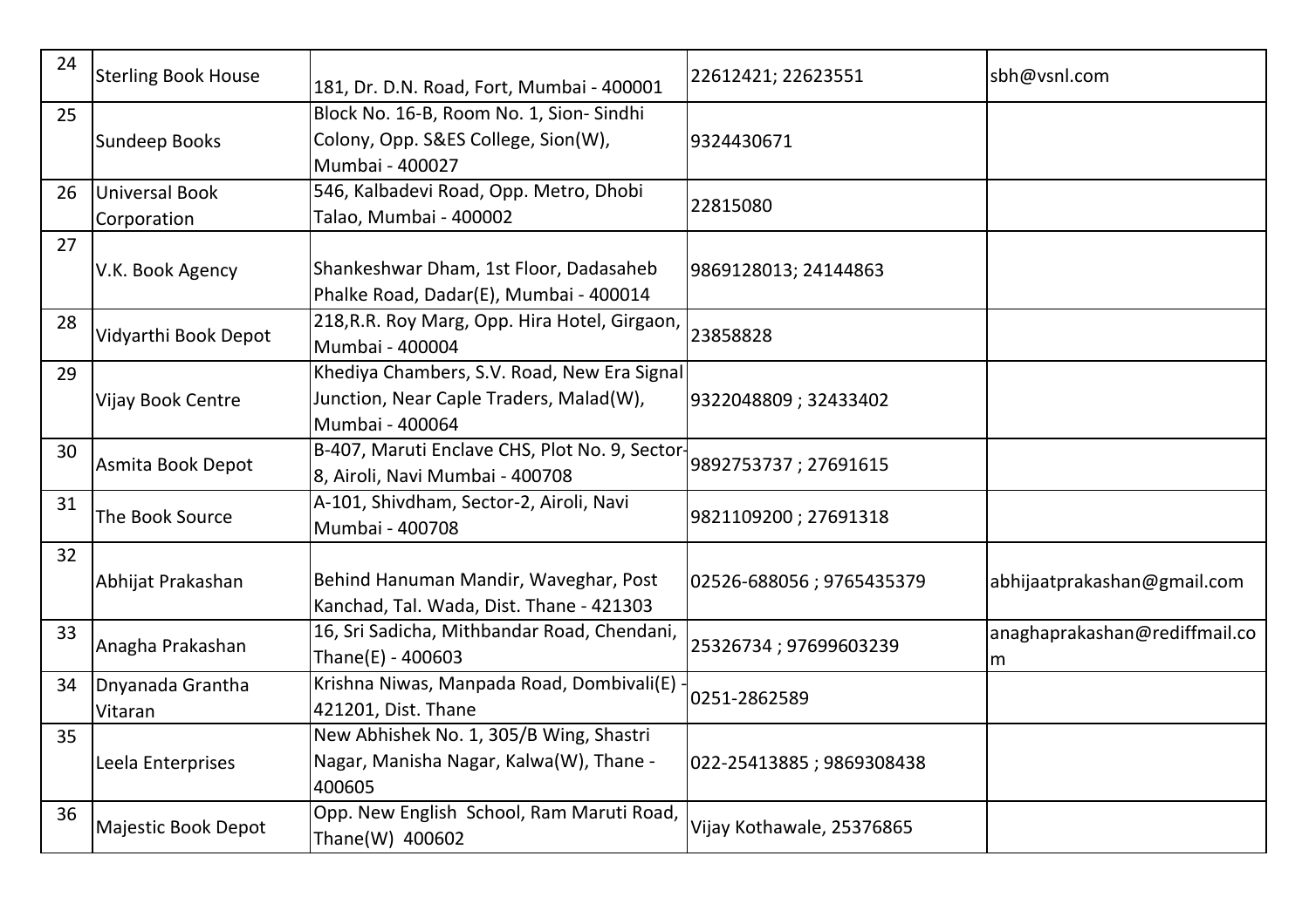| 24 | Sterling Book House | 181, Dr. D.N. Road, Fort, Mumbai - 400001 | 22612421; 22623551 | sbh@vsnl.com |
|---|---|---|---|---|
| 25 | Sundeep Books | Block No. 16-B, Room No. 1, Sion- Sindhi Colony, Opp. S&ES College, Sion(W), Mumbai - 400027 | 9324430671 | |
| 26 | Universal Book Corporation | 546, Kalbadevi Road, Opp. Metro, Dhobi Talao, Mumbai - 400002 | 22815080 | |
| 27 | V.K. Book Agency | Shankeshwar Dham, 1st Floor, Dadasaheb Phalke Road, Dadar(E), Mumbai - 400014 | 9869128013; 24144863 | |
| 28 | Vidyarthi Book Depot | 218,R.R. Roy Marg, Opp. Hira Hotel, Girgaon, Mumbai - 400004 | 23858828 | |
| 29 | Vijay Book Centre | Khediya Chambers, S.V. Road, New Era Signal Junction, Near Caple Traders, Malad(W), Mumbai - 400064 | 9322048809 ; 32433402 | |
| 30 | Asmita Book Depot | B-407, Maruti Enclave CHS, Plot No. 9, Sector-8, Airoli, Navi Mumbai - 400708 | 9892753737 ; 27691615 | |
| 31 | The Book Source | A-101, Shivdham, Sector-2, Airoli, Navi Mumbai - 400708 | 9821109200 ; 27691318 | |
| 32 | Abhijat Prakashan | Behind Hanuman Mandir, Waveghar, Post Kanchad, Tal. Wada, Dist. Thane - 421303 | 02526-688056 ; 9765435379 | abhijaatprakashan@gmail.com |
| 33 | Anagha Prakashan | 16, Sri Sadicha, Mithbandar Road, Chendani, Thane(E) - 400603 | 25326734 ; 97699603239 | anaghaprakashan@rediffmail.com |
| 34 | Dnyanada Grantha Vitaran | Krishna Niwas, Manpada Road, Dombivali(E) - 421201, Dist. Thane | 0251-2862589 | |
| 35 | Leela Enterprises | New Abhishek No. 1, 305/B Wing, Shastri Nagar, Manisha Nagar, Kalwa(W), Thane - 400605 | 022-25413885 ; 9869308438 | |
| 36 | Majestic Book Depot | Opp. New English School, Ram Maruti Road, Thane(W) 400602 | Vijay Kothawale, 25376865 | |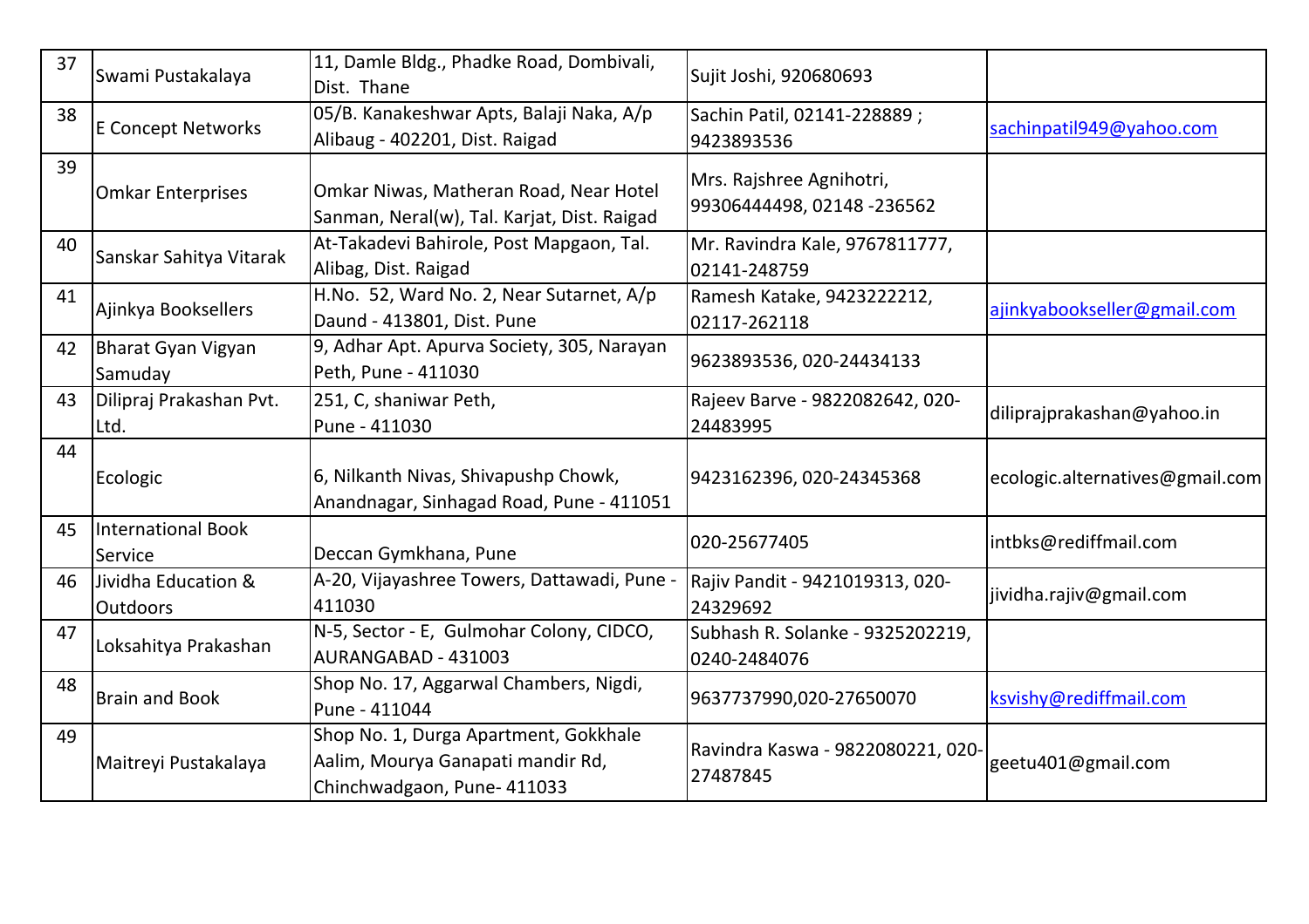| 37 | Swami Pustakalaya | 11, Damle Bldg., Phadke Road, Dombivali, Dist. Thane | Sujit Joshi, 920680693 | |
|---|---|---|---|---|
| 38 | E Concept Networks | 05/B. Kanakeshwar Apts, Balaji Naka, A/p Alibaug - 402201, Dist. Raigad | Sachin Patil, 02141-228889 ; 9423893536 | sachinpatil949@yahoo.com |
| 39 | Omkar Enterprises | Omkar Niwas, Matheran Road, Near Hotel Sanman, Neral(w), Tal. Karjat, Dist. Raigad | Mrs. Rajshree Agnihotri, 99306444498, 02148 -236562 | |
| 40 | Sanskar Sahitya Vitarak | At-Takadevi Bahirole, Post Mapgaon, Tal. Alibag, Dist. Raigad | Mr. Ravindra Kale, 9767811777, 02141-248759 | |
| 41 | Ajinkya Booksellers | H.No. 52, Ward No. 2, Near Sutarnet, A/p Daund - 413801, Dist. Pune | Ramesh Katake, 9423222212, 02117-262118 | ajinkyabookseller@gmail.com |
| 42 | Bharat Gyan Vigyan Samuday | 9, Adhar Apt. Apurva Society, 305, Narayan Peth, Pune - 411030 | 9623893536, 020-24434133 | |
| 43 | Dilipraj Prakashan Pvt. Ltd. | 251, C, shaniwar Peth, Pune - 411030 | Rajeev Barve - 9822082642, 020-24483995 | diliprajprakashan@yahoo.in |
| 44 | Ecologic | 6, Nilkanth Nivas, Shivapushp Chowk, Anandnagar, Sinhagad Road, Pune - 411051 | 9423162396, 020-24345368 | ecologic.alternatives@gmail.com |
| 45 | International Book Service | Deccan Gymkhana, Pune | 020-25677405 | intbks@rediffmail.com |
| 46 | Jividha Education & Outdoors | A-20, Vijayashree Towers, Dattawadi, Pune - 411030 | Rajiv Pandit - 9421019313, 020-24329692 | jividha.rajiv@gmail.com |
| 47 | Loksahitya Prakashan | N-5, Sector - E, Gulmohar Colony, CIDCO, AURANGABAD - 431003 | Subhash R. Solanke - 9325202219, 0240-2484076 | |
| 48 | Brain and Book | Shop No. 17, Aggarwal Chambers, Nigdi, Pune - 411044 | 9637737990,020-27650070 | ksvishy@rediffmail.com |
| 49 | Maitreyi Pustakalaya | Shop No. 1, Durga Apartment, Gokkhale Aalim, Mourya Ganapati mandir Rd, Chinchwadgaon, Pune- 411033 | Ravindra Kaswa - 9822080221, 020-27487845 | geetu401@gmail.com |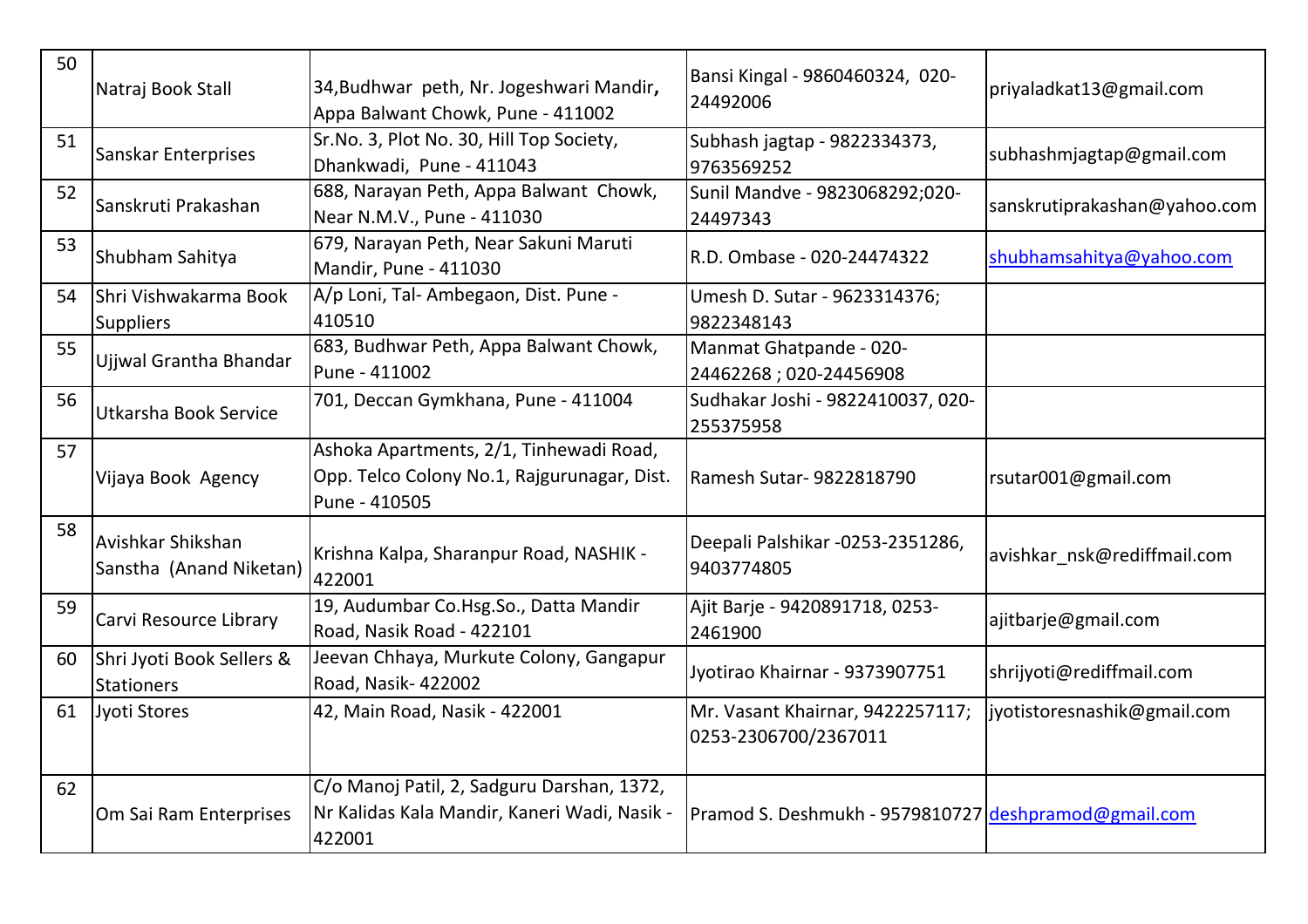| 50 | Natraj Book Stall | 34,Budhwar peth, Nr. Jogeshwari Mandir, Appa Balwant Chowk, Pune - 411002 | Bansi Kingal - 9860460324, 020-24492006 | priyaladkat13@gmail.com |
|---|---|---|---|---|
| 51 | Sanskar Enterprises | Sr.No. 3, Plot No. 30, Hill Top Society, Dhankwadi, Pune - 411043 | Subhash jagtap - 9822334373, 9763569252 | subhashmjagtap@gmail.com |
| 52 | Sanskruti Prakashan | 688, Narayan Peth, Appa Balwant Chowk, Near N.M.V., Pune - 411030 | Sunil Mandve - 9823068292;020-24497343 | sanskrutiprakashan@yahoo.com |
| 53 | Shubham Sahitya | 679, Narayan Peth, Near Sakuni Maruti Mandir, Pune - 411030 | R.D. Ombase - 020-24474322 | shubhamsahitya@yahoo.com |
| 54 | Shri Vishwakarma Book Suppliers | A/p Loni, Tal- Ambegaon, Dist. Pune - 410510 | Umesh D. Sutar - 9623314376; 9822348143 | |
| 55 | Ujjwal Grantha Bhandar | 683, Budhwar Peth, Appa Balwant Chowk, Pune - 411002 | Manmat Ghatpande - 020-24462268 ; 020-24456908 | |
| 56 | Utkarsha Book Service | 701, Deccan Gymkhana, Pune - 411004 | Sudhakar Joshi - 9822410037, 020-255375958 | |
| 57 | Vijaya Book Agency | Ashoka Apartments, 2/1, Tinhewadi Road, Opp. Telco Colony No.1, Rajgurunagar, Dist. Pune - 410505 | Ramesh Sutar- 9822818790 | rsutar001@gmail.com |
| 58 | Avishkar Shikshan Sanstha (Anand Niketan) | Krishna Kalpa, Sharanpur Road, NASHIK - 422001 | Deepali Palshikar -0253-2351286, 9403774805 | avishkar_nsk@rediffmail.com |
| 59 | Carvi Resource Library | 19, Audumbar Co.Hsg.So., Datta Mandir Road, Nasik Road - 422101 | Ajit Barje - 9420891718, 0253-2461900 | ajitbarje@gmail.com |
| 60 | Shri Jyoti Book Sellers & Stationers | Jeevan Chhaya, Murkute Colony, Gangapur Road, Nasik- 422002 | Jyotirao Khairnar - 9373907751 | shrijyoti@rediffmail.com |
| 61 | Jyoti Stores | 42, Main Road, Nasik - 422001 | Mr. Vasant Khairnar, 9422257117; 0253-2306700/2367011 | jyotistoresnashik@gmail.com |
| 62 | Om Sai Ram Enterprises | C/o Manoj Patil, 2, Sadguru Darshan, 1372, Nr Kalidas Kala Mandir, Kaneri Wadi, Nasik - 422001 | Pramod S. Deshmukh - 9579810727 | deshpramod@gmail.com |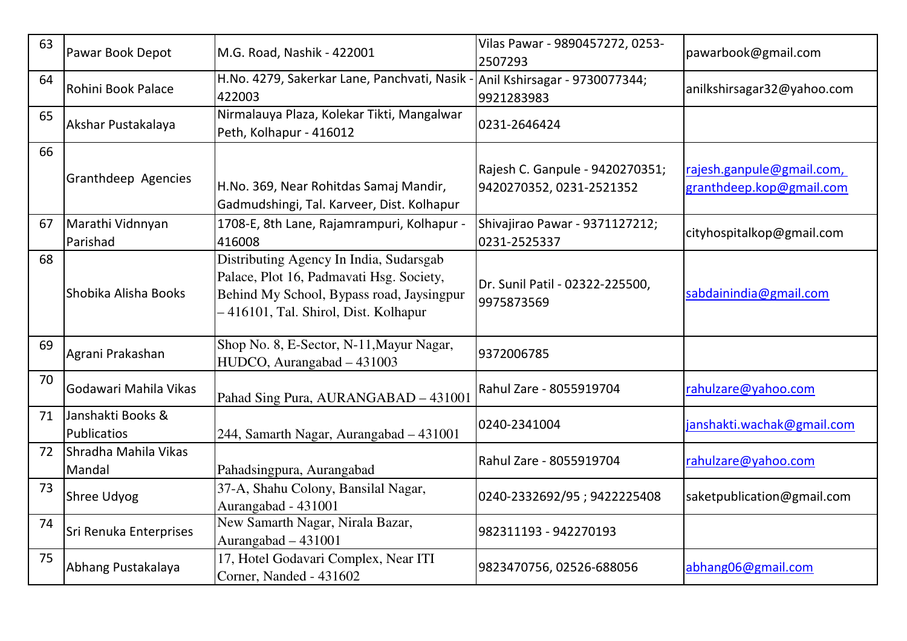| 63 | Pawar Book Depot | M.G. Road, Nashik - 422001 | Vilas Pawar - 9890457272, 0253-2507293 | pawarbook@gmail.com |
|---|---|---|---|---|
| 64 | Rohini Book Palace | H.No. 4279, Sakerkar Lane, Panchvati, Nasik - 422003 | Anil Kshirsagar - 9730077344; 9921283983 | anilkshirsagar32@yahoo.com |
| 65 | Akshar Pustakalaya | Nirmalauya Plaza, Kolekar Tikti, Mangalwar Peth, Kolhapur - 416012 | 0231-2646424 | |
| 66 | Granthdeep Agencies | H.No. 369, Near Rohitdas Samaj Mandir, Gadmudshingi, Tal. Karveer, Dist. Kolhapur | Rajesh C. Ganpule - 9420270351; 9420270352, 0231-2521352 | rajesh.ganpule@gmail.com, granthdeep.kop@gmail.com |
| 67 | Marathi Vidnnyan Parishad | 1708-E, 8th Lane, Rajamrampuri, Kolhapur - 416008 | Shivajirao Pawar - 9371127212; 0231-2525337 | cityhospitalkop@gmail.com |
| 68 | Shobika Alisha Books | Distributing Agency In India, Sudarsgab Palace, Plot 16, Padmavati Hsg. Society, Behind My School, Bypass road, Jaysingpur – 416101, Tal. Shirol, Dist. Kolhapur | Dr. Sunil Patil - 02322-225500, 9975873569 | sabdainindia@gmail.com |
| 69 | Agrani Prakashan | Shop No. 8, E-Sector, N-11,Mayur Nagar, HUDCO, Aurangabad – 431003 | 9372006785 | |
| 70 | Godawari Mahila Vikas | Pahad Sing Pura, AURANGABAD – 431001 | Rahul Zare - 8055919704 | rahulzare@yahoo.com |
| 71 | Janshakti Books & Publicatios | 244, Samarth Nagar, Aurangabad – 431001 | 0240-2341004 | janshakti.wachak@gmail.com |
| 72 | Shradha Mahila Vikas Mandal | Pahadsingpura, Aurangabad | Rahul Zare - 8055919704 | rahulzare@yahoo.com |
| 73 | Shree Udyog | 37-A, Shahu Colony, Bansilal Nagar, Aurangabad - 431001 | 0240-2332692/95 ; 9422225408 | saketpublication@gmail.com |
| 74 | Sri Renuka Enterprises | New Samarth Nagar, Nirala Bazar, Aurangabad – 431001 | 982311193 - 942270193 | |
| 75 | Abhang Pustakalaya | 17, Hotel Godavari Complex, Near ITI Corner, Nanded - 431602 | 9823470756, 02526-688056 | abhang06@gmail.com |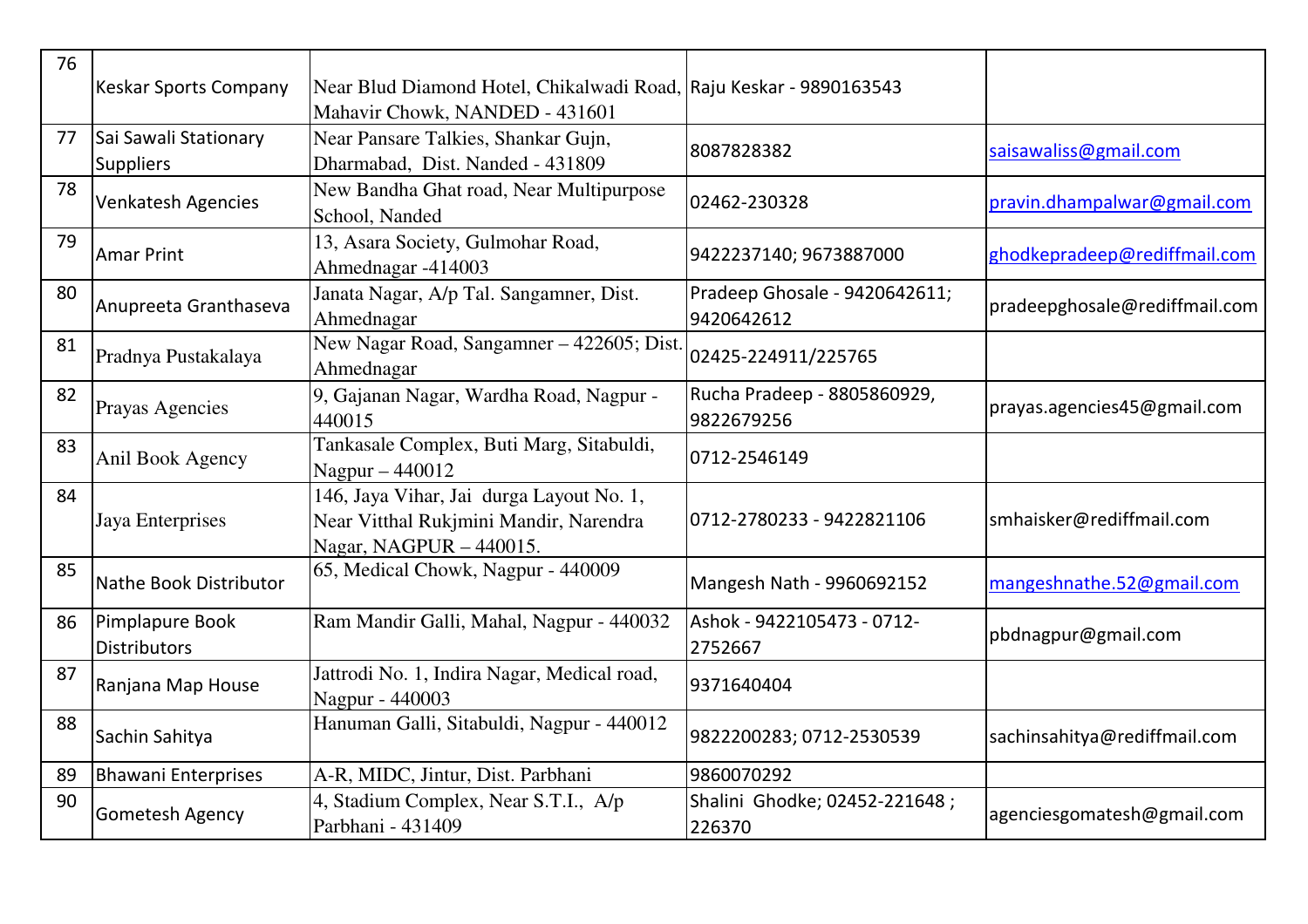| 76 | Keskar Sports Company | Near Blud Diamond Hotel, Chikalwadi Road, Mahavir Chowk, NANDED - 431601 | Raju Keskar - 9890163543 | |
|---|---|---|---|---|
| 77 | Sai Sawali Stationary Suppliers | Near Pansare Talkies, Shankar Gujn, Dharmabad, Dist. Nanded - 431809 | 8087828382 | saisawaliss@gmail.com |
| 78 | Venkatesh Agencies | New Bandha Ghat road, Near Multipurpose School, Nanded | 02462-230328 | pravin.dhampalwar@gmail.com |
| 79 | Amar Print | 13, Asara Society, Gulmohar Road, Ahmednagar -414003 | 9422237140; 9673887000 | ghodkepradeep@rediffmail.com |
| 80 | Anupreeta Granthaseva | Janata Nagar, A/p Tal. Sangamner, Dist. Ahmednagar | Pradeep Ghosale - 9420642611; 9420642612 | pradeepghosale@rediffmail.com |
| 81 | Pradnya Pustakalaya | New Nagar Road, Sangamner – 422605; Dist. Ahmednagar | 02425-224911/225765 | |
| 82 | Prayas Agencies | 9, Gajanan Nagar, Wardha Road, Nagpur - 440015 | Rucha Pradeep - 8805860929, 9822679256 | prayas.agencies45@gmail.com |
| 83 | Anil Book Agency | Tankasale Complex, Buti Marg, Sitabuldi, Nagpur – 440012 | 0712-2546149 | |
| 84 | Jaya Enterprises | 146, Jaya Vihar, Jai durga Layout No. 1, Near Vitthal Rukjmini Mandir, Narendra Nagar, NAGPUR – 440015. | 0712-2780233 - 9422821106 | smhaisker@rediffmail.com |
| 85 | Nathe Book Distributor | 65, Medical Chowk, Nagpur - 440009 | Mangesh Nath - 9960692152 | mangeshnathe.52@gmail.com |
| 86 | Pimplapure Book Distributors | Ram Mandir Galli, Mahal, Nagpur - 440032 | Ashok - 9422105473 - 0712-2752667 | pbdnagpur@gmail.com |
| 87 | Ranjana Map House | Jattrodi No. 1, Indira Nagar, Medical road, Nagpur - 440003 | 9371640404 | |
| 88 | Sachin Sahitya | Hanuman Galli, Sitabuldi, Nagpur - 440012 | 9822200283; 0712-2530539 | sachinsahitya@rediffmail.com |
| 89 | Bhawani Enterprises | A-R, MIDC, Jintur, Dist. Parbhani | 9860070292 | |
| 90 | Gometesh Agency | 4, Stadium Complex, Near S.T.I., A/p Parbhani - 431409 | Shalini Ghodke; 02452-221648 ; 226370 | agenciesgomatesh@gmail.com |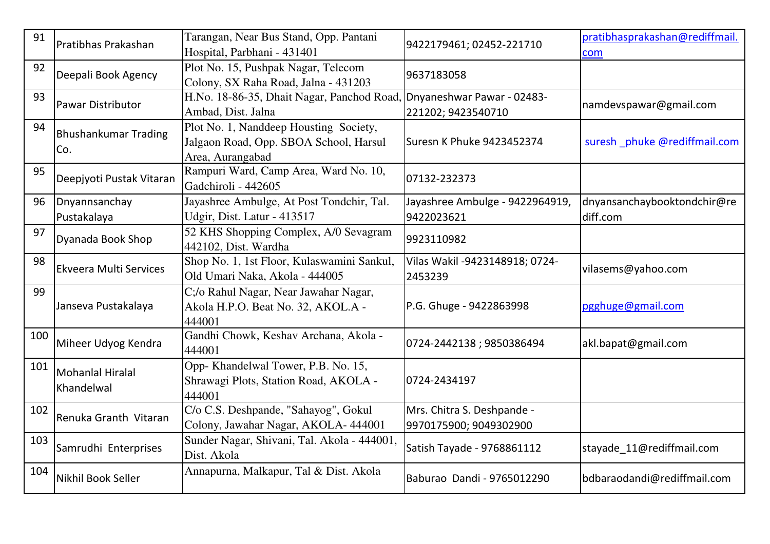| 91 | Pratibhas Prakashan | Tarangan, Near Bus Stand, Opp. Pantani Hospital, Parbhani - 431401 | 9422179461; 02452-221710 | pratibhasprakashan@rediffmail.com |
|---|---|---|---|---|
| 92 | Deepali Book Agency | Plot No. 15, Pushpak Nagar, Telecom Colony, SX Raha Road, Jalna - 431203 | 9637183058 | |
| 93 | Pawar Distributor | H.No. 18-86-35, Dhait Nagar, Panchod Road, Ambad, Dist. Jalna | Dnyaneshwar Pawar - 02483-221202; 9423540710 | namdevspawar@gmail.com |
| 94 | Bhushankumar Trading Co. | Plot No. 1, Nanddeep Housting Society, Jalgaon Road, Opp. SBOA School, Harsul Area, Aurangabad | Suresn K Phuke 9423452374 | suresh _phuke @rediffmail.com |
| 95 | Deepjyoti Pustak Vitaran | Rampuri Ward, Camp Area, Ward No. 10, Gadchiroli - 442605 | 07132-232373 | |
| 96 | Dnyannsanchay Pustakalaya | Jayashree Ambulge, At Post Tondchir, Tal. Udgir, Dist. Latur - 413517 | Jayashree Ambulge - 9422964919, 9422023621 | dnyansanchaybooktondchir@rediff.com |
| 97 | Dyanada Book Shop | 52 KHS Shopping Complex, A/0 Sevagram 442102, Dist. Wardha | 9923110982 | |
| 98 | Ekveera Multi Services | Shop No. 1, 1st Floor, Kulaswamini Sankul, Old Umari Naka, Akola - 444005 | Vilas Wakil -9423148918; 0724-2453239 | vilasems@yahoo.com |
| 99 | Janseva Pustakalaya | C;/o Rahul Nagar, Near Jawahar Nagar, Akola H.P.O. Beat No. 32, AKOL.A - 444001 | P.G. Ghuge - 9422863998 | pgghuge@gmail.com |
| 100 | Miheer Udyog Kendra | Gandhi Chowk, Keshav Archana, Akola - 444001 | 0724-2442138 ; 9850386494 | akl.bapat@gmail.com |
| 101 | Mohanlal Hiralal Khandelwal | Opp- Khandelwal Tower, P.B. No. 15, Shrawagi Plots, Station Road, AKOLA - 444001 | 0724-2434197 | |
| 102 | Renuka Granth Vitaran | C/o C.S. Deshpande, "Sahayog", Gokul Colony, Jawahar Nagar, AKOLA- 444001 | Mrs. Chitra S. Deshpande - 9970175900; 9049302900 | |
| 103 | Samrudhi Enterprises | Sunder Nagar, Shivani, Tal. Akola - 444001, Dist. Akola | Satish Tayade - 9768861112 | stayade_11@rediffmail.com |
| 104 | Nikhil Book Seller | Annapurna, Malkapur, Tal & Dist. Akola | Baburao Dandi - 9765012290 | bdbaraodandi@rediffmail.com |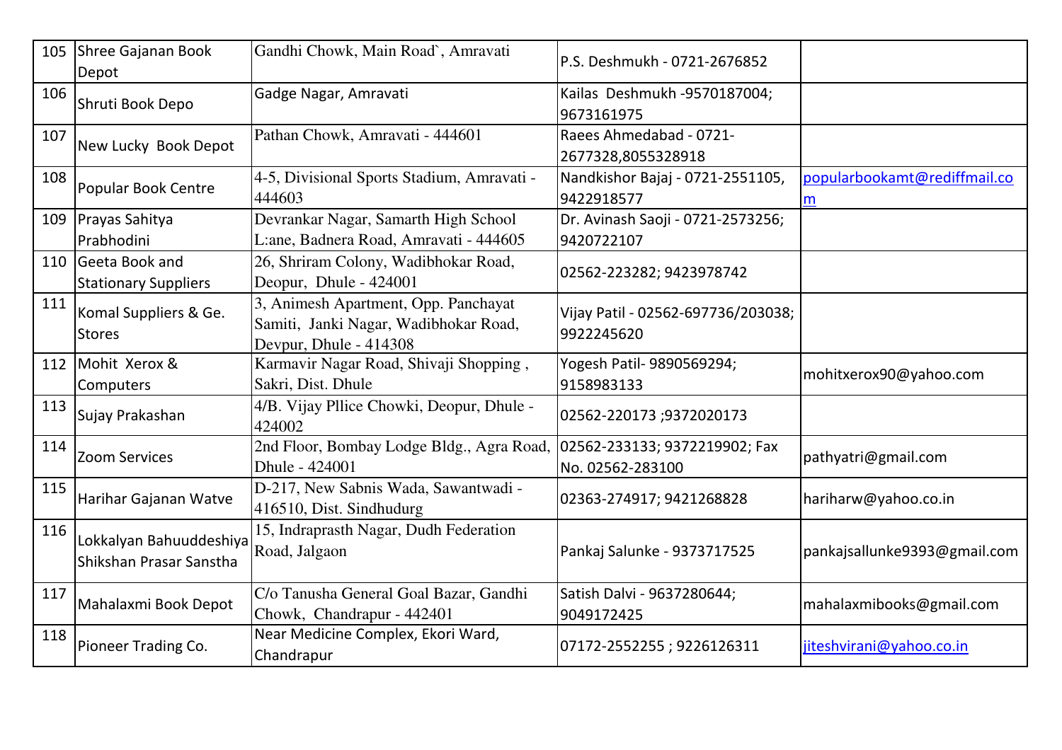| 105 | Shree Gajanan Book Depot | Gandhi Chowk, Main Road`, Amravati | P.S. Deshmukh - 0721-2676852 | |
|---|---|---|---|---|
| 106 | Shruti Book Depo | Gadge Nagar, Amravati | Kailas Deshmukh -9570187004; 9673161975 | |
| 107 | New Lucky Book Depot | Pathan Chowk, Amravati - 444601 | Raees Ahmedabad - 0721-2677328,8055328918 | |
| 108 | Popular Book Centre | 4-5, Divisional Sports Stadium, Amravati - 444603 | Nandkishor Bajaj - 0721-2551105, 9422918577 | popularbookamt@rediffmail.com |
| 109 | Prayas Sahitya Prabhodini | Devrankar Nagar, Samarth High School L:ane, Badnera Road, Amravati - 444605 | Dr. Avinash Saoji - 0721-2573256; 9420722107 | |
| 110 | Geeta Book and Stationary Suppliers | 26, Shriram Colony, Wadibhokar Road, Deopur, Dhule - 424001 | 02562-223282; 9423978742 | |
| 111 | Komal Suppliers & Ge. Stores | 3, Animesh Apartment, Opp. Panchayat Samiti, Janki Nagar, Wadibhokar Road, Devpur, Dhule - 414308 | Vijay Patil - 02562-697736/203038; 9922245620 | |
| 112 | Mohit Xerox & Computers | Karmavir Nagar Road, Shivaji Shopping , Sakri, Dist. Dhule | Yogesh Patil- 9890569294; 9158983133 | mohitxerox90@yahoo.com |
| 113 | Sujay Prakashan | 4/B. Vijay Pllice Chowki, Deopur, Dhule - 424002 | 02562-220173 ;9372020173 | |
| 114 | Zoom Services | 2nd Floor, Bombay Lodge Bldg., Agra Road, Dhule - 424001 | 02562-233133; 9372219902; Fax No. 02562-283100 | pathyatri@gmail.com |
| 115 | Harihar Gajanan Watve | D-217, New Sabnis Wada, Sawantwadi - 416510, Dist. Sindhudurg | 02363-274917; 9421268828 | hariharw@yahoo.co.in |
| 116 | Lokkalyan Bahuuddeshiya Shikshan Prasar Sanstha | 15, Indraprasth Nagar, Dudh Federation Road, Jalgaon | Pankaj Salunke - 9373717525 | pankajsallunke9393@gmail.com |
| 117 | Mahalaxmi Book Depot | C/o Tanusha General Goal Bazar, Gandhi Chowk, Chandrapur - 442401 | Satish Dalvi - 9637280644; 9049172425 | mahalaxmibooks@gmail.com |
| 118 | Pioneer Trading Co. | Near Medicine Complex, Ekori Ward, Chandrapur | 07172-2552255 ; 9226126311 | jiteshvirani@yahoo.co.in |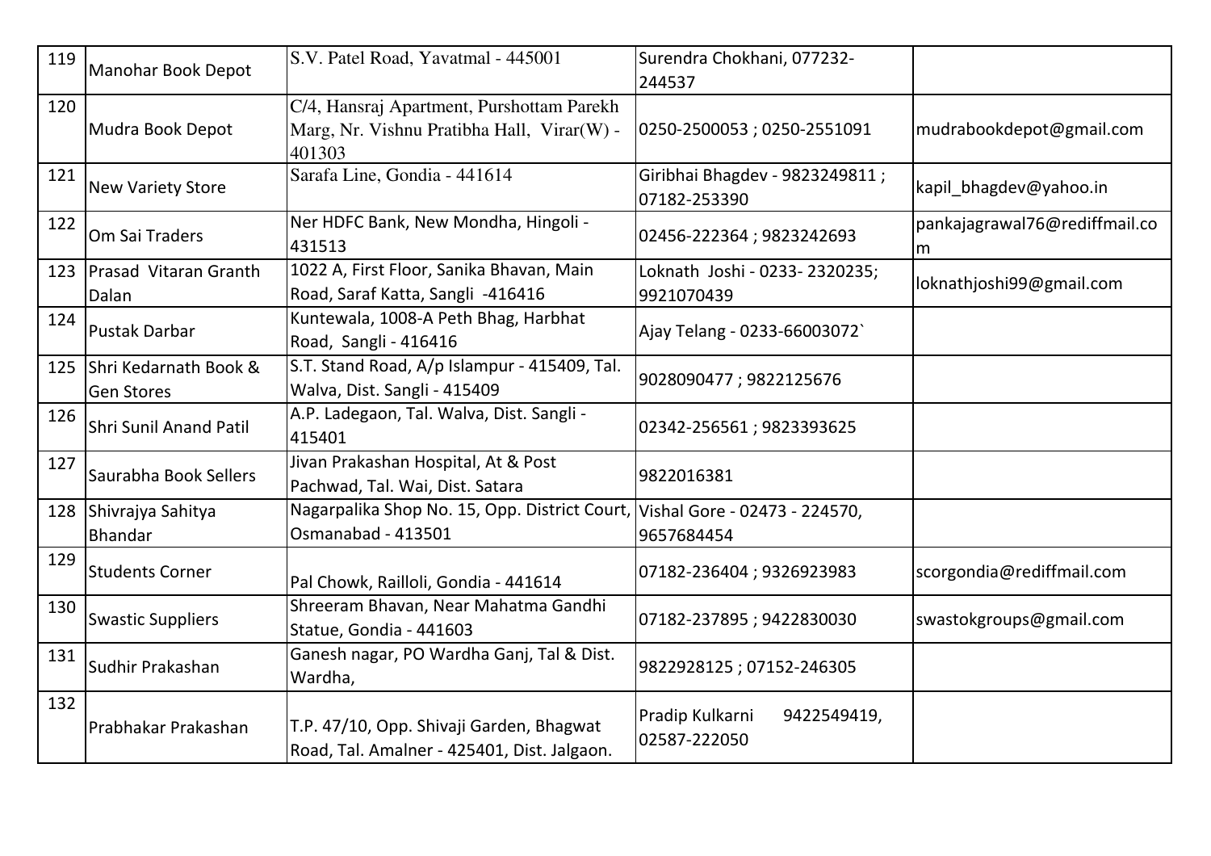| 119 | Manohar Book Depot | S.V. Patel Road, Yavatmal - 445001 | Surendra Chokhani, 077232-244537 | |
|---|---|---|---|---|
| 120 | Mudra Book Depot | C/4, Hansraj Apartment, Purshottam Parekh Marg, Nr. Vishnu Pratibha Hall, Virar(W) - 401303 | 0250-2500053 ; 0250-2551091 | mudrabookdepot@gmail.com |
| 121 | New Variety Store | Sarafa Line, Gondia - 441614 | Giribhai Bhagdev - 9823249811 ; 07182-253390 | kapil_bhagdev@yahoo.in |
| 122 | Om Sai Traders | Ner HDFC Bank, New Mondha, Hingoli - 431513 | 02456-222364 ; 9823242693 | pankajagrawal76@rediffmail.com |
| 123 | Prasad Vitaran Granth Dalan | 1022 A, First Floor, Sanika Bhavan, Main Road, Saraf Katta, Sangli -416416 | Loknath Joshi - 0233- 2320235; 9921070439 | loknathjoshi99@gmail.com |
| 124 | Pustak Darbar | Kuntewala, 1008-A Peth Bhag, Harbhat Road, Sangli - 416416 | Ajay Telang - 0233-66003072` | |
| 125 | Shri Kedarnath Book & Gen Stores | S.T. Stand Road, A/p Islampur - 415409, Tal. Walva, Dist. Sangli - 415409 | 9028090477 ; 9822125676 | |
| 126 | Shri Sunil Anand Patil | A.P. Ladegaon, Tal. Walva, Dist. Sangli - 415401 | 02342-256561 ; 9823393625 | |
| 127 | Saurabha Book Sellers | Jivan Prakashan Hospital, At & Post Pachwad, Tal. Wai, Dist. Satara | 9822016381 | |
| 128 | Shivrajya Sahitya Bhandar | Nagarpalika Shop No. 15, Opp. District Court, Osmanabad - 413501 | Vishal Gore - 02473 - 224570, 9657684454 | |
| 129 | Students Corner | Pal Chowk, Railloli, Gondia - 441614 | 07182-236404 ; 9326923983 | scorgondia@rediffmail.com |
| 130 | Swastic Suppliers | Shreeram Bhavan, Near Mahatma Gandhi Statue, Gondia - 441603 | 07182-237895 ; 9422830030 | swastokgroups@gmail.com |
| 131 | Sudhir Prakashan | Ganesh nagar, PO Wardha Ganj, Tal & Dist. Wardha, | 9822928125 ; 07152-246305 | |
| 132 | Prabhakar Prakashan | T.P. 47/10, Opp. Shivaji Garden, Bhagwat Road, Tal. Amalner - 425401, Dist. Jalgaon. | Pradip Kulkarni 9422549419, 02587-222050 | |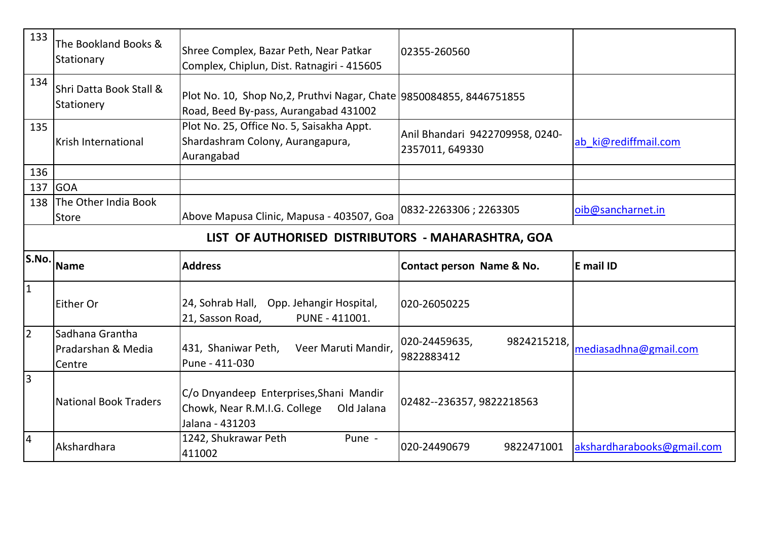| | | | | |
|---|---|---|---|---|
| 133 | The Bookland Books & Stationary | Shree Complex, Bazar Peth, Near Patkar Complex, Chiplun, Dist. Ratnagiri - 415605 | 02355-260560 | |
| 134 | Shri Datta Book Stall & Stationery | Plot No. 10, Shop No,2, Pruthvi Nagar, Chate Road, Beed By-pass, Aurangabad 431002 | 9850084855, 8446751855 | |
| 135 | Krish International | Plot No. 25, Office No. 5, Saisakha Appt. Shardashram Colony, Aurangapura, Aurangabad | Anil Bhandari 9422709958, 0240-2357011, 649330 | ab_ki@rediffmail.com |
| 136 | | | | |
| 137 | GOA | | | |
| 138 | The Other India Book Store | Above Mapusa Clinic, Mapusa - 403507, Goa | 0832-2263306 ; 2263305 | oib@sancharnet.in |

## LIST OF AUTHORISED DISTRIBUTORS - MAHARASHTRA, GOA

| S.No. | Name | Address | Contact person Name & No. | E mail ID |
|---|---|---|---|---|
| 1 | Either Or | 24, Sohrab Hall, Opp. Jehangir Hospital, 21, Sasson Road, PUNE - 411001. | 020-26050225 | |
| 2 | Sadhana Grantha Pradarshan & Media Centre | 431, Shaniwar Peth, Veer Maruti Mandir, Pune - 411-030 | 020-24459635, 9824215218, 9822883412 | mediasadhna@gmail.com |
| 3 | National Book Traders | C/o Dnyandeep Enterprises,Shani Mandir Chowk, Near R.M.I.G. College Old Jalana Jalana - 431203 | 02482--236357, 9822218563 | |
| 4 | Akshardhara | 1242, Shukrawar Peth Pune - 411002 | 020-24490679 9822471001 | akshardharabooks@gmail.com |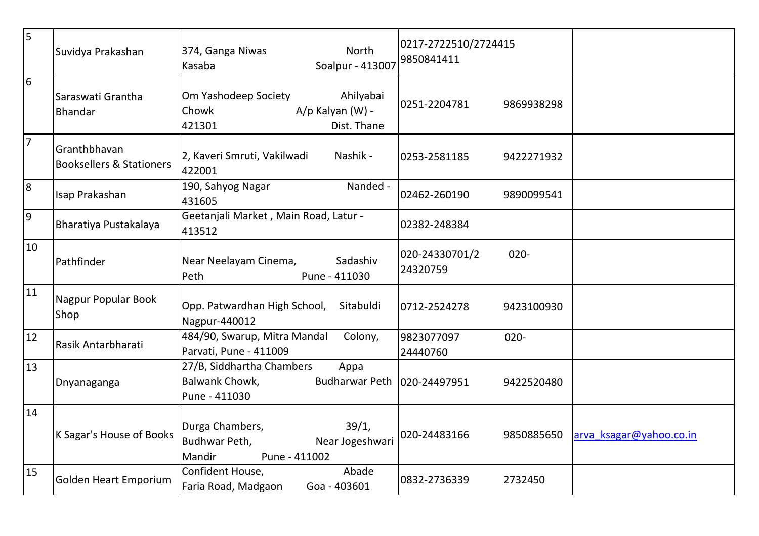| 5 | Suvidya Prakashan | 374, Ganga Niwas North Kasaba Soalpur - 413007 | 0217-2722510/2724415 9850841411 | |
|---|---|---|---|---|
| 6 | Saraswati Grantha Bhandar | Om Yashodeep Society Ahilyabai Chowk A/p Kalyan (W) - 421301 Dist. Thane | 0251-2204781 9869938298 | |
| 7 | Granthbhavan Booksellers & Stationers | 2, Kaveri Smruti, Vakilwadi Nashik - 422001 | 0253-2581185 9422271932 | |
| 8 | Isap Prakashan | 190, Sahyog Nagar Nanded - 431605 | 02462-260190 9890099541 | |
| 9 | Bharatiya Pustakalaya | Geetanjali Market , Main Road, Latur - 413512 | 02382-248384 | |
| 10 | Pathfinder | Near Neelayam Cinema, Sadashiv Peth Pune - 411030 | 020-24330701/2 020-24320759 | |
| 11 | Nagpur Popular Book Shop | Opp. Patwardhan High School, Sitabuldi Nagpur-440012 | 0712-2524278 9423100930 | |
| 12 | Rasik Antarbharati | 484/90, Swarup, Mitra Mandal Colony, Parvati, Pune - 411009 | 9823077097 020-24440760 | |
| 13 | Dnyanaganga | 27/B, Siddhartha Chambers Appa Balwank Chowk, Budharwar Peth Pune - 411030 | 020-24497951 9422520480 | |
| 14 | K Sagar's House of Books | Durga Chambers, 39/1, Budhwar Peth, Near Jogeshwari Mandir Pune - 411002 | 020-24483166 9850885650 | arva_ksagar@yahoo.co.in |
| 15 | Golden Heart Emporium | Confident House, Abade Faria Road, Madgaon Goa - 403601 | 0832-2736339 2732450 | |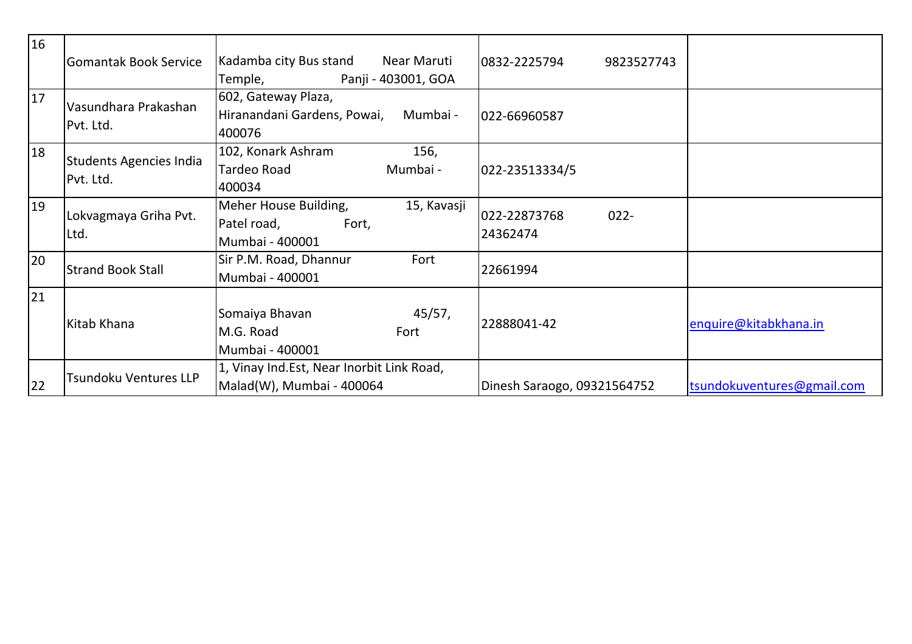| | | | | |
|---|---|---|---|---|
| 16 | Gomantak Book Service | Kadamba city Bus stand Near Maruti Temple, Panji - 403001, GOA | 0832-2225794 9823527743 | |
| 17 | Vasundhara Prakashan Pvt. Ltd. | 602, Gateway Plaza, Hiranandani Gardens, Powai, Mumbai - 400076 | 022-66960587 | |
| 18 | Students Agencies India Pvt. Ltd. | 102, Konark Ashram 156, Tardeo Road Mumbai - 400034 | 022-23513334/5 | |
| 19 | Lokvagmaya Griha Pvt. Ltd. | Meher House Building, 15, Kavasji Patel road, Fort, Mumbai - 400001 | 022-22873768 022-24362474 | |
| 20 | Strand Book Stall | Sir P.M. Road, Dhannur Fort Mumbai - 400001 | 22661994 | |
| 21 | Kitab Khana | Somaiya Bhavan 45/57, M.G. Road Fort Mumbai - 400001 | 22888041-42 | enquire@kitabkhana.in |
| 22 | Tsundoku Ventures LLP | 1, Vinay Ind.Est, Near Inorbit Link Road, Malad(W), Mumbai - 400064 | Dinesh Saraogo, 09321564752 | tsundokuventures@gmail.com |